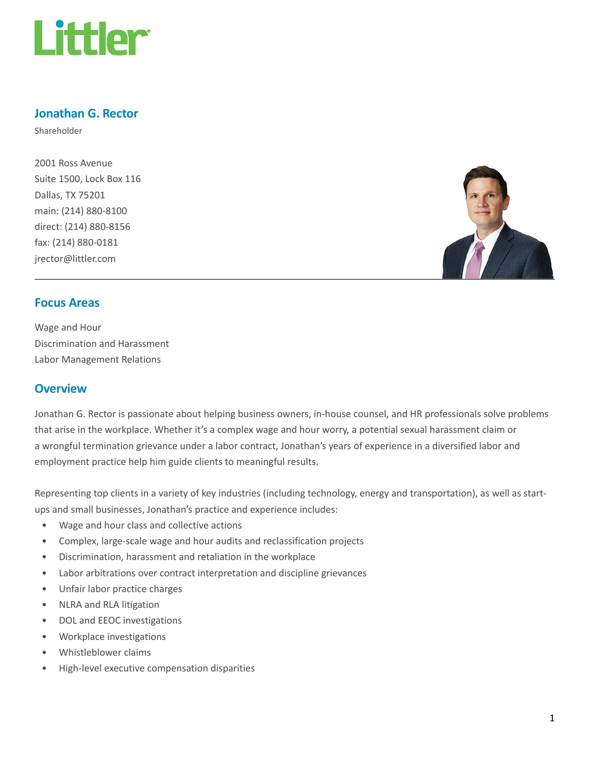Littler

# Jonathan G. Rector

Shareholder

2001 Ross Avenue
Suite 1500, Lock Box 116
Dallas, TX 75201
main: (214) 880-8100
direct: (214) 880-8156
fax: (214) 880-0181
jrector@littler.com

## Focus Areas

Wage and Hour
Discrimination and Harassment
Labor Management Relations

## Overview

Jonathan G. Rector is passionate about helping business owners, in-house counsel, and HR professionals solve problems that arise in the workplace. Whether it's a complex wage and hour worry, a potential sexual harassment claim or a wrongful termination grievance under a labor contract, Jonathan's years of experience in a diversified labor and employment practice help him guide clients to meaningful results.

Representing top clients in a variety of key industries (including technology, energy and transportation), as well as start-ups and small businesses, Jonathan's practice and experience includes:

- Wage and hour class and collective actions
- Complex, large-scale wage and hour audits and reclassification projects
- Discrimination, harassment and retaliation in the workplace
- Labor arbitrations over contract interpretation and discipline grievances
- Unfair labor practice charges
- NLRA and RLA litigation
- DOL and EEOC investigations
- Workplace investigations
- Whistleblower claims
- High-level executive compensation disparities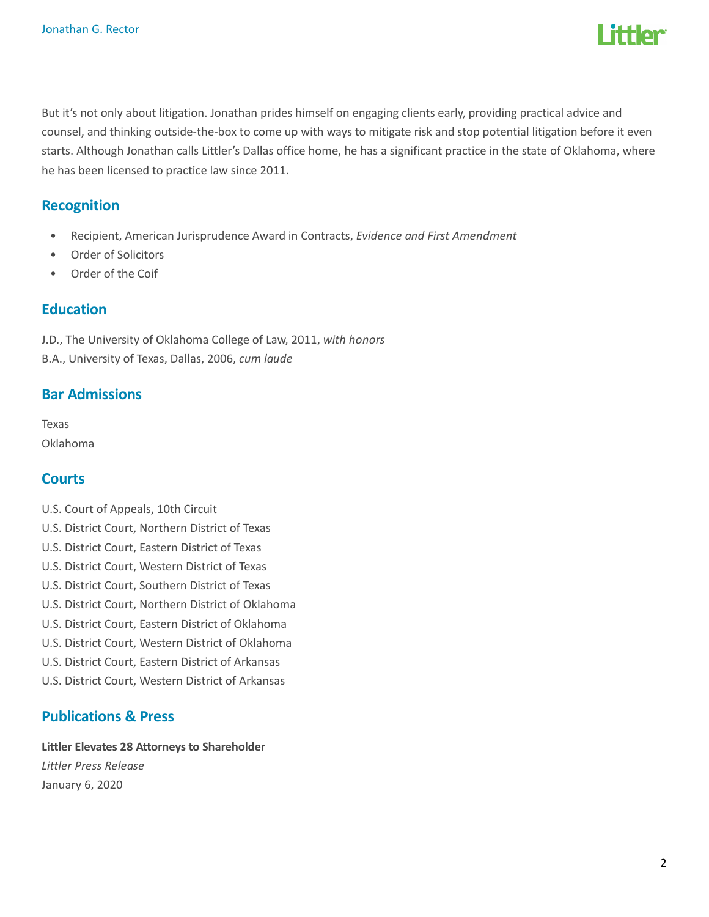But it's not only about litigation. Jonathan prides himself on engaging clients early, providing practical advice and counsel, and thinking outside-the-box to come up with ways to mitigate risk and stop potential litigation before it even starts. Although Jonathan calls Littler's Dallas office home, he has a significant practice in the state of Oklahoma, where he has been licensed to practice law since 2011.

## Recognition

- Recipient, American Jurisprudence Award in Contracts, *Evidence and First Amendment*
- Order of Solicitors
- Order of the Coif

## Education

J.D., The University of Oklahoma College of Law, 2011, *with honors*
B.A., University of Texas, Dallas, 2006, *cum laude*

## Bar Admissions

Texas
Oklahoma

## Courts

U.S. Court of Appeals, 10th Circuit
U.S. District Court, Northern District of Texas
U.S. District Court, Eastern District of Texas
U.S. District Court, Western District of Texas
U.S. District Court, Southern District of Texas
U.S. District Court, Northern District of Oklahoma
U.S. District Court, Eastern District of Oklahoma
U.S. District Court, Western District of Oklahoma
U.S. District Court, Eastern District of Arkansas
U.S. District Court, Western District of Arkansas

## Publications & Press

**Littler Elevates 28 Attorneys to Shareholder**
*Littler Press Release*
January 6, 2020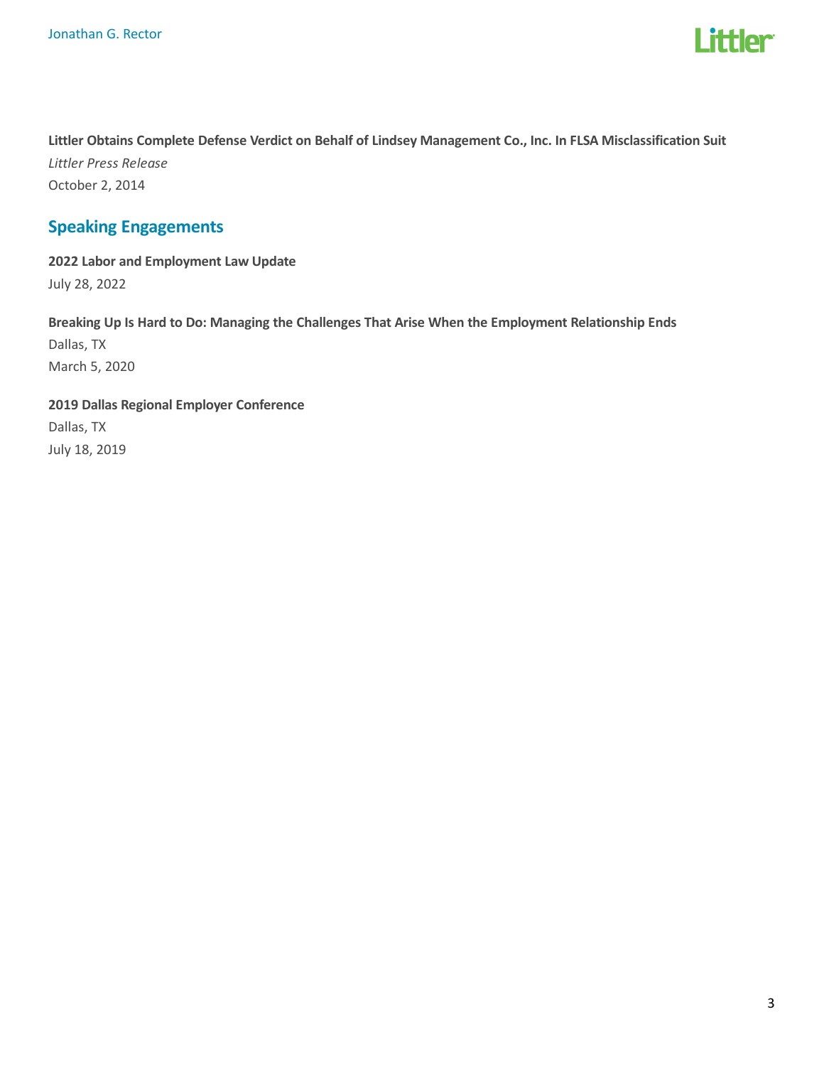**Littler Obtains Complete Defense Verdict on Behalf of Lindsey Management Co., Inc. In FLSA Misclassification Suit**

*Littler Press Release*

October 2, 2014

## Speaking Engagements

**2022 Labor and Employment Law Update**

July 28, 2022

**Breaking Up Is Hard to Do: Managing the Challenges That Arise When the Employment Relationship Ends**

Dallas, TX

March 5, 2020

**2019 Dallas Regional Employer Conference**

Dallas, TX

July 18, 2019